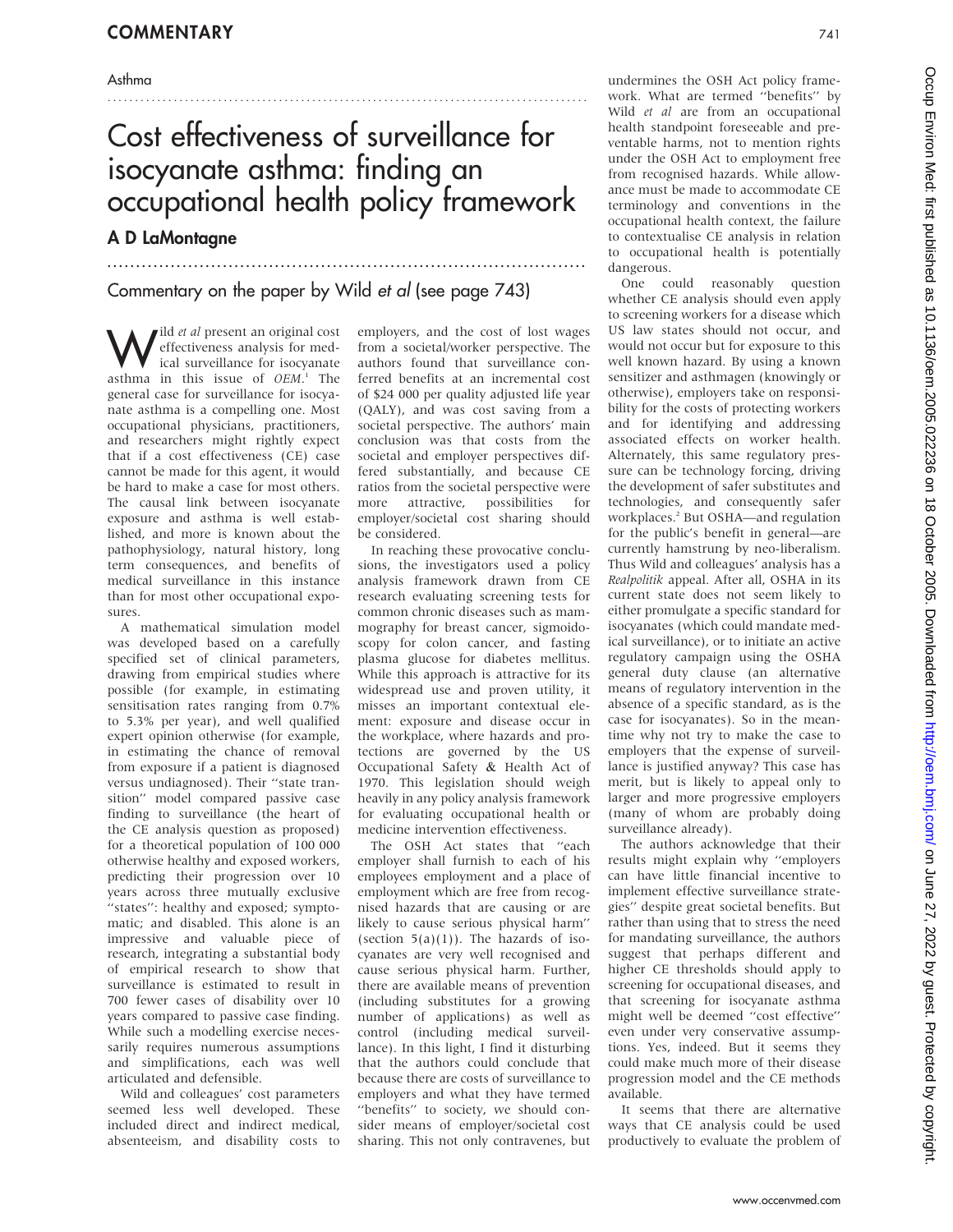Asthma

# Cost effectiveness of surveillance for isocyanate asthma: finding an occupational health policy framework

## A D LaMontagne

### Commentary on the paper by Wild *et al* (see page 743)

Wild *et al* present an original cost effectiveness analysis for medical surveillance for isocyanate asthma in this issue of *OEM*.[1] The general case for surveillance for isocyanate asthma is a compelling one. Most occupational physicians, practitioners, and researchers might rightly expect that if a cost effectiveness (CE) case cannot be made for this agent, it would be hard to make a case for most others. The causal link between isocyanate exposure and asthma is well established, and more is known about the pathophysiology, natural history, long term consequences, and benefits of medical surveillance in this instance than for most other occupational exposures.

A mathematical simulation model was developed based on a carefully specified set of clinical parameters, drawing from empirical studies where possible (for example, in estimating sensitisation rates ranging from 0.7% to 5.3% per year), and well qualified expert opinion otherwise (for example, in estimating the chance of removal from exposure if a patient is diagnosed versus undiagnosed). Their "state transition" model compared passive case finding to surveillance (the heart of the CE analysis question as proposed) for a theoretical population of 100 000 otherwise healthy and exposed workers, predicting their progression over 10 years across three mutually exclusive "states": healthy and exposed; symptomatic; and disabled. This alone is an impressive and valuable piece of research, integrating a substantial body of empirical research to show that surveillance is estimated to result in 700 fewer cases of disability over 10 years compared to passive case finding. While such a modelling exercise necessarily requires numerous assumptions and simplifications, each was well articulated and defensible.

Wild and colleagues' cost parameters seemed less well developed. These included direct and indirect medical, absenteeism, and disability costs to employers, and the cost of lost wages from a societal/worker perspective. The authors found that surveillance conferred benefits at an incremental cost of $24 000 per quality adjusted life year (QALY), and was cost saving from a societal perspective. The authors' main conclusion was that costs from the societal and employer perspectives differed substantially, and because CE ratios from the societal perspective were more attractive, possibilities for employer/societal cost sharing should be considered.

In reaching these provocative conclusions, the investigators used a policy analysis framework drawn from CE research evaluating screening tests for common chronic diseases such as mammography for breast cancer, sigmoidoscopy for colon cancer, and fasting plasma glucose for diabetes mellitus. While this approach is attractive for its widespread use and proven utility, it misses an important contextual element: exposure and disease occur in the workplace, where hazards and protections are governed by the US Occupational Safety & Health Act of 1970. This legislation should weigh heavily in any policy analysis framework for evaluating occupational health or medicine intervention effectiveness.

The OSH Act states that "each employer shall furnish to each of his employees employment and a place of employment which are free from recognised hazards that are causing or are likely to cause serious physical harm" (section 5(a)(1)). The hazards of isocyanates are very well recognised and cause serious physical harm. Further, there are available means of prevention (including substitutes for a growing number of applications) as well as control (including medical surveillance). In this light, I find it disturbing that the authors could conclude that because there are costs of surveillance to employers and what they have termed "benefits" to society, we should consider means of employer/societal cost sharing. This not only contravenes, but undermines the OSH Act policy framework. What are termed "benefits" by Wild *et al* are from an occupational health standpoint foreseeable and preventable harms, not to mention rights under the OSH Act to employment free from recognised hazards. While allowance must be made to accommodate CE terminology and conventions in the occupational health context, the failure to contextualise CE analysis in relation to occupational health is potentially dangerous.

One could reasonably question whether CE analysis should even apply to screening workers for a disease which US law states should not occur, and would not occur but for exposure to this well known hazard. By using a known sensitizer and asthmagen (knowingly or otherwise), employers take on responsibility for the costs of protecting workers and for identifying and addressing associated effects on worker health. Alternately, this same regulatory pressure can be technology forcing, driving the development of safer substitutes and technologies, and consequently safer workplaces.[2] But OSHA—and regulation for the public's benefit in general—are currently hamstrung by neo-liberalism. Thus Wild and colleagues' analysis has a *Realpolitik* appeal. After all, OSHA in its current state does not seem likely to either promulgate a specific standard for isocyanates (which could mandate medical surveillance), or to initiate an active regulatory campaign using the OSHA general duty clause (an alternative means of regulatory intervention in the absence of a specific standard, as is the case for isocyanates). So in the meantime why not try to make the case to employers that the expense of surveillance is justified anyway? This case has merit, but is likely to appeal only to larger and more progressive employers (many of whom are probably doing surveillance already).

The authors acknowledge that their results might explain why "employers can have little financial incentive to implement effective surveillance strategies" despite great societal benefits. But rather than using that to stress the need for mandating surveillance, the authors suggest that perhaps different and higher CE thresholds should apply to screening for occupational diseases, and that screening for isocyanate asthma might well be deemed "cost effective" even under very conservative assumptions. Yes, indeed. But it seems they could make much more of their disease progression model and the CE methods available.

It seems that there are alternative ways that CE analysis could be used productively to evaluate the problem of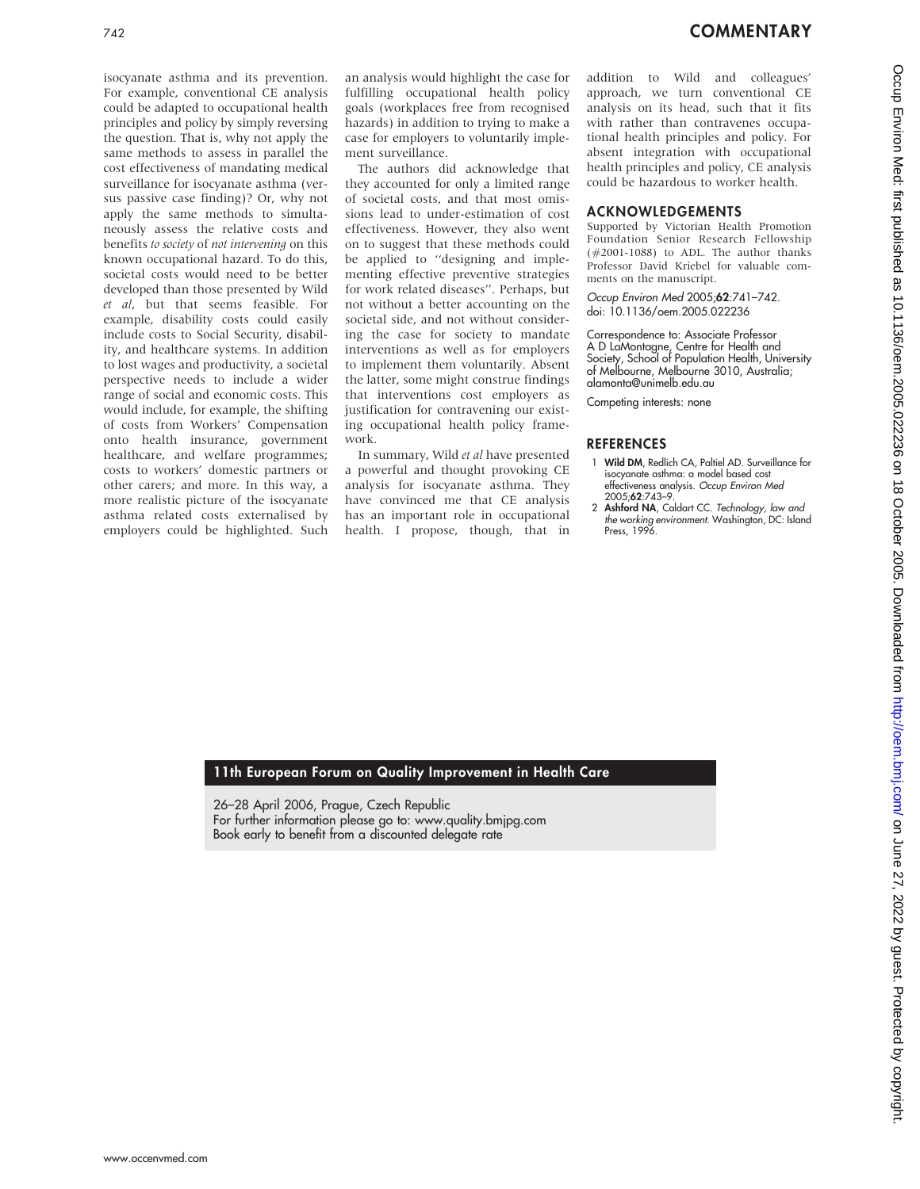isocyanate asthma and its prevention. For example, conventional CE analysis could be adapted to occupational health principles and policy by simply reversing the question. That is, why not apply the same methods to assess in parallel the cost effectiveness of mandating medical surveillance for isocyanate asthma (versus passive case finding)? Or, why not apply the same methods to simultaneously assess the relative costs and benefits *to society* of *not intervening* on this known occupational hazard. To do this, societal costs would need to be better developed than those presented by Wild *et al*, but that seems feasible. For example, disability costs could easily include costs to Social Security, disability, and healthcare systems. In addition to lost wages and productivity, a societal perspective needs to include a wider range of social and economic costs. This would include, for example, the shifting of costs from Workers' Compensation onto health insurance, government healthcare, and welfare programmes; costs to workers' domestic partners or other carers; and more. In this way, a more realistic picture of the isocyanate asthma related costs externalised by employers could be highlighted. Such an analysis would highlight the case for fulfilling occupational health policy goals (workplaces free from recognised hazards) in addition to trying to make a case for employers to voluntarily implement surveillance.

The authors did acknowledge that they accounted for only a limited range of societal costs, and that most omissions lead to under-estimation of cost effectiveness. However, they also went on to suggest that these methods could be applied to "designing and implementing effective preventive strategies for work related diseases". Perhaps, but not without a better accounting on the societal side, and not without considering the case for society to mandate interventions as well as for employers to implement them voluntarily. Absent the latter, some might construe findings that interventions cost employers as justification for contravening our existing occupational health policy framework.

In summary, Wild *et al* have presented a powerful and thought provoking CE analysis for isocyanate asthma. They have convinced me that CE analysis has an important role in occupational health. I propose, though, that in addition to Wild and colleagues' approach, we turn conventional CE analysis on its head, such that it fits with rather than contravenes occupational health principles and policy. For absent integration with occupational health principles and policy, CE analysis could be hazardous to worker health.

## ACKNOWLEDGEMENTS

Supported by Victorian Health Promotion Foundation Senior Research Fellowship (#2001-1088) to ADL. The author thanks Professor David Kriebel for valuable comments on the manuscript.

*Occup Environ Med* 2005;**62**:741–742.
doi: 10.1136/oem.2005.022236

Correspondence to: Associate Professor A D LaMontagne, Centre for Health and Society, School of Population Health, University of Melbourne, Melbourne 3010, Australia; alamonta@unimelb.edu.au

Competing interests: none

## REFERENCES

1. **Wild DM**, Redlich CA, Paltiel AD. Surveillance for isocyanate asthma: a model based cost effectiveness analysis. *Occup Environ Med* 2005;**62**:743–9.
2. **Ashford NA**, Caldart CC. *Technology, law and the working environment.* Washington, DC: Island Press, 1996.

**11th European Forum on Quality Improvement in Health Care**

26–28 April 2006, Prague, Czech Republic
For further information please go to: www.quality.bmjpg.com
Book early to benefit from a discounted delegate rate